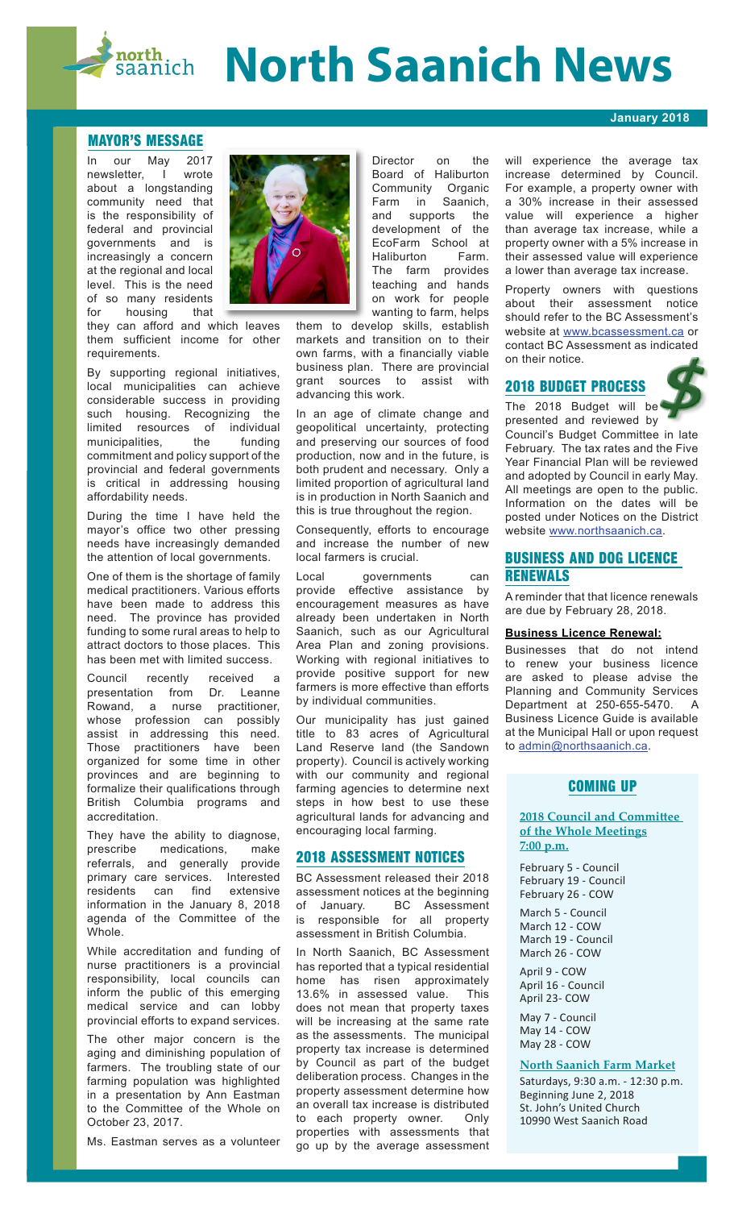# North Saanich News

**January 2018**

## MAYOR'S MESSAGE

In our May 2017 newsletter, I wrote about a longstanding community need that is the responsibility of federal and provincial governments and is increasingly a concern at the regional and local level. This is the need of so many residents for housing that they can afford and which leaves them sufficient income for other requirements.

By supporting regional initiatives, local municipalities can achieve considerable success in providing such housing. Recognizing the limited resources of individual municipalities, the funding commitment and policy support of the provincial and federal governments is critical in addressing housing affordability needs.

During the time I have held the mayor's office two other pressing needs have increasingly demanded the attention of local governments.

One of them is the shortage of family medical practitioners. Various efforts have been made to address this need. The province has provided funding to some rural areas to help to attract doctors to those places. This has been met with limited success.

Council recently received a presentation from Dr. Leanne Rowand, a nurse practitioner, whose profession can possibly assist in addressing this need. Those practitioners have been organized for some time in other provinces and are beginning to formalize their qualifications through British Columbia programs and accreditation.

They have the ability to diagnose, prescribe medications, make referrals, and generally provide primary care services. Interested residents can find extensive information in the January 8, 2018 agenda of the Committee of the Whole.

While accreditation and funding of nurse practitioners is a provincial responsibility, local councils can inform the public of this emerging medical service and can lobby provincial efforts to expand services.

The other major concern is the aging and diminishing population of farmers. The troubling state of our farming population was highlighted in a presentation by Ann Eastman to the Committee of the Whole on October 23, 2017.

Ms. Eastman serves as a volunteer Director on the Board of Haliburton Community Organic Farm in Saanich, and supports the development of the EcoFarm School at Haliburton Farm. The farm provides teaching and hands on work for people wanting to farm, helps them to develop skills, establish markets and transition on to their own farms, with a financially viable business plan. There are provincial grant sources to assist with advancing this work.

In an age of climate change and geopolitical uncertainty, protecting and preserving our sources of food production, now and in the future, is both prudent and necessary. Only a limited proportion of agricultural land is in production in North Saanich and this is true throughout the region.

Consequently, efforts to encourage and increase the number of new local farmers is crucial.

Local governments can provide effective assistance by encouragement measures as have already been undertaken in North Saanich, such as our Agricultural Area Plan and zoning provisions. Working with regional initiatives to provide positive support for new farmers is more effective than efforts by individual communities.

Our municipality has just gained title to 83 acres of Agricultural Land Reserve land (the Sandown property). Council is actively working with our community and regional farming agencies to determine next steps in how best to use these agricultural lands for advancing and encouraging local farming.

## 2018 ASSESSMENT NOTICES

BC Assessment released their 2018 assessment notices at the beginning of January. BC Assessment is responsible for all property assessment in British Columbia.

In North Saanich, BC Assessment has reported that a typical residential home has risen approximately 13.6% in assessed value. This does not mean that property taxes will be increasing at the same rate as the assessments. The municipal property tax increase is determined by Council as part of the budget deliberation process. Changes in the property assessment determine how an overall tax increase is distributed to each property owner. Only properties with assessments that go up by the average assessment will experience the average tax increase determined by Council. For example, a property owner with a 30% increase in their assessed value will experience a higher than average tax increase, while a property owner with a 5% increase in their assessed value will experience a lower than average tax increase.

Property owners with questions about their assessment notice should refer to the BC Assessment's website at www.bcassessment.ca or contact BC Assessment as indicated on their notice.

## 2018 BUDGET PROCESS

The 2018 Budget will be presented and reviewed by Council's Budget Committee in late February. The tax rates and the Five Year Financial Plan will be reviewed and adopted by Council in early May. All meetings are open to the public. Information on the dates will be posted under Notices on the District website www.northsaanich.ca.

## BUSINESS AND DOG LICENCE RENEWALS

A reminder that that licence renewals are due by February 28, 2018.

**Business Licence Renewal:**

Businesses that do not intend to renew your business licence are asked to please advise the Planning and Community Services Department at 250-655-5470. A Business Licence Guide is available at the Municipal Hall or upon request to admin@northsaanich.ca.

## COMING UP

**2018 Council and Committee of the Whole Meetings 7:00 p.m.**

February 5 - Council
February 19 - Council
February 26 - COW

March 5 - Council
March 12 - COW
March 19 - Council
March 26 - COW

April 9 - COW
April 16 - Council
April 23- COW

May 7 - Council
May 14 - COW
May 28 - COW

**North Saanich Farm Market**

Saturdays, 9:30 a.m. - 12:30 p.m.
Beginning June 2, 2018
St. John's United Church
10990 West Saanich Road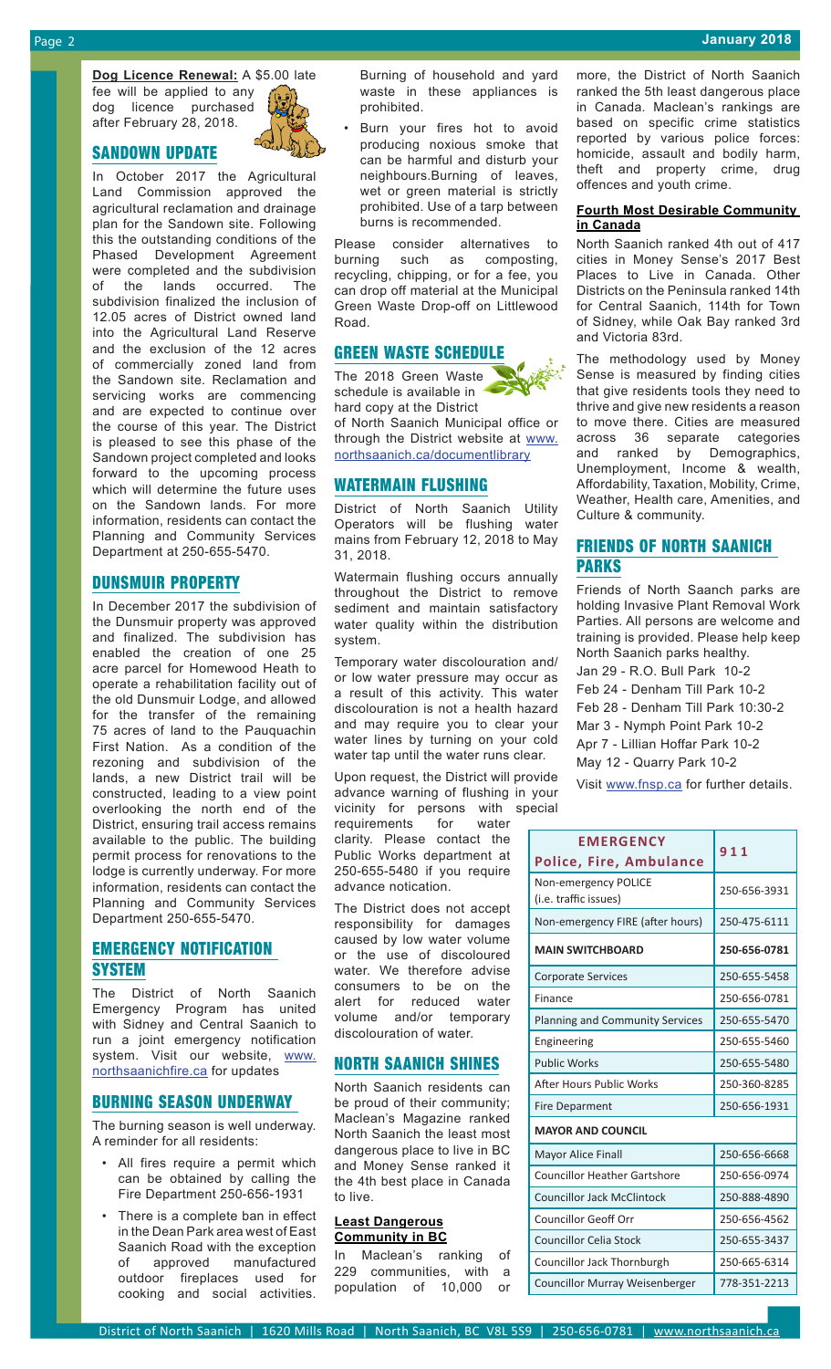**Dog Licence Renewal:** A $5.00 late fee will be applied to any dog licence purchased after February 28, 2018.

## SANDOWN UPDATE

In October 2017 the Agricultural Land Commission approved the agricultural reclamation and drainage plan for the Sandown site. Following this the outstanding conditions of the Phased Development Agreement were completed and the subdivision of the lands occurred. The subdivision finalized the inclusion of 12.05 acres of District owned land into the Agricultural Land Reserve and the exclusion of the 12 acres of commercially zoned land from the Sandown site. Reclamation and servicing works are commencing and are expected to continue over the course of this year. The District is pleased to see this phase of the Sandown project completed and looks forward to the upcoming process which will determine the future uses on the Sandown lands. For more information, residents can contact the Planning and Community Services Department at 250-655-5470.

## DUNSMUIR PROPERTY

In December 2017 the subdivision of the Dunsmuir property was approved and finalized. The subdivision has enabled the creation of one 25 acre parcel for Homewood Heath to operate a rehabilitation facility out of the old Dunsmuir Lodge, and allowed for the transfer of the remaining 75 acres of land to the Pauquachin First Nation. As a condition of the rezoning and subdivision of the lands, a new District trail will be constructed, leading to a view point overlooking the north end of the District, ensuring trail access remains available to the public. The building permit process for renovations to the lodge is currently underway. For more information, residents can contact the Planning and Community Services Department 250-655-5470.

## EMERGENCY NOTIFICATION SYSTEM

The District of North Saanich Emergency Program has united with Sidney and Central Saanich to run a joint emergency notification system. Visit our website, www.northsaanichfire.ca for updates

## BURNING SEASON UNDERWAY

The burning season is well underway. A reminder for all residents:

- All fires require a permit which can be obtained by calling the Fire Department 250-656-1931
- There is a complete ban in effect in the Dean Park area west of East Saanich Road with the exception of approved manufactured outdoor fireplaces used for cooking and social activities. Burning of household and yard waste in these appliances is prohibited.
- Burn your fires hot to avoid producing noxious smoke that can be harmful and disturb your neighbours.Burning of leaves, wet or green material is strictly prohibited. Use of a tarp between burns is recommended.

Please consider alternatives to burning such as composting, recycling, chipping, or for a fee, you can drop off material at the Municipal Green Waste Drop-off on Littlewood Road.

## GREEN WASTE SCHEDULE

The 2018 Green Waste schedule is available in hard copy at the District of North Saanich Municipal office or through the District website at www.northsaanich.ca/documentlibrary

## WATERMAIN FLUSHING

District of North Saanich Utility Operators will be flushing water mains from February 12, 2018 to May 31, 2018.

Watermain flushing occurs annually throughout the District to remove sediment and maintain satisfactory water quality within the distribution system.

Temporary water discolouration and/or low water pressure may occur as a result of this activity. This water discolouration is not a health hazard and may require you to clear your water lines by turning on your cold water tap until the water runs clear.

Upon request, the District will provide advance warning of flushing in your vicinity for persons with special requirements for water clarity. Please contact the Public Works department at 250-655-5480 if you require advance notication.

The District does not accept responsibility for damages caused by low water volume or the use of discoloured water. We therefore advise consumers to be on the alert for reduced water volume and/or temporary discolouration of water.

## NORTH SAANICH SHINES

North Saanich residents can be proud of their community; Maclean's Magazine ranked North Saanich the least most dangerous place to live in BC and Money Sense ranked it the 4th best place in Canada to live.

### Least Dangerous Community in BC

In Maclean's ranking of 229 communities, with a population of 10,000 or more, the District of North Saanich ranked the 5th least dangerous place in Canada. Maclean's rankings are based on specific crime statistics reported by various police forces: homicide, assault and bodily harm, theft and property crime, drug offences and youth crime.

### Fourth Most Desirable Community in Canada

North Saanich ranked 4th out of 417 cities in Money Sense's 2017 Best Places to Live in Canada. Other Districts on the Peninsula ranked 14th for Central Saanich, 114th for Town of Sidney, while Oak Bay ranked 3rd and Victoria 83rd.

The methodology used by Money Sense is measured by finding cities that give residents tools they need to thrive and give new residents a reason to move there. Cities are measured across 36 separate categories and ranked by Demographics, Unemployment, Income & wealth, Affordability, Taxation, Mobility, Crime, Weather, Health care, Amenities, and Culture & community.

## FRIENDS OF NORTH SAANICH PARKS

Friends of North Saanch parks are holding Invasive Plant Removal Work Parties. All persons are welcome and training is provided. Please help keep North Saanich parks healthy.

Jan 29 - R.O. Bull Park 10-2
Feb 24 - Denham Till Park 10-2
Feb 28 - Denham Till Park 10:30-2
Mar 3 - Nymph Point Park 10-2
Apr 7 - Lillian Hoffar Park 10-2
May 12 - Quarry Park 10-2

Visit www.fnsp.ca for further details.

| **EMERGENCY Police, Fire, Ambulance** | **911** |
|---|---|
| Non-emergency POLICE (i.e. traffic issues) | 250-656-3931 |
| Non-emergency FIRE (after hours) | 250-475-6111 |
| **MAIN SWITCHBOARD** | **250-656-0781** |
| Corporate Services | 250-655-5458 |
| Finance | 250-656-0781 |
| Planning and Community Services | 250-655-5470 |
| Engineering | 250-655-5460 |
| Public Works | 250-655-5480 |
| After Hours Public Works | 250-360-8285 |
| Fire Deparment | 250-656-1931 |
| **MAYOR AND COUNCIL** | |
| Mayor Alice Finall | 250-656-6668 |
| Councillor Heather Gartshore | 250-656-0974 |
| Councillor Jack McClintock | 250-888-4890 |
| Councillor Geoff Orr | 250-656-4562 |
| Councillor Celia Stock | 250-655-3437 |
| Councillor Jack Thornburgh | 250-665-6314 |
| Councillor Murray Weisenberger | 778-351-2213 |